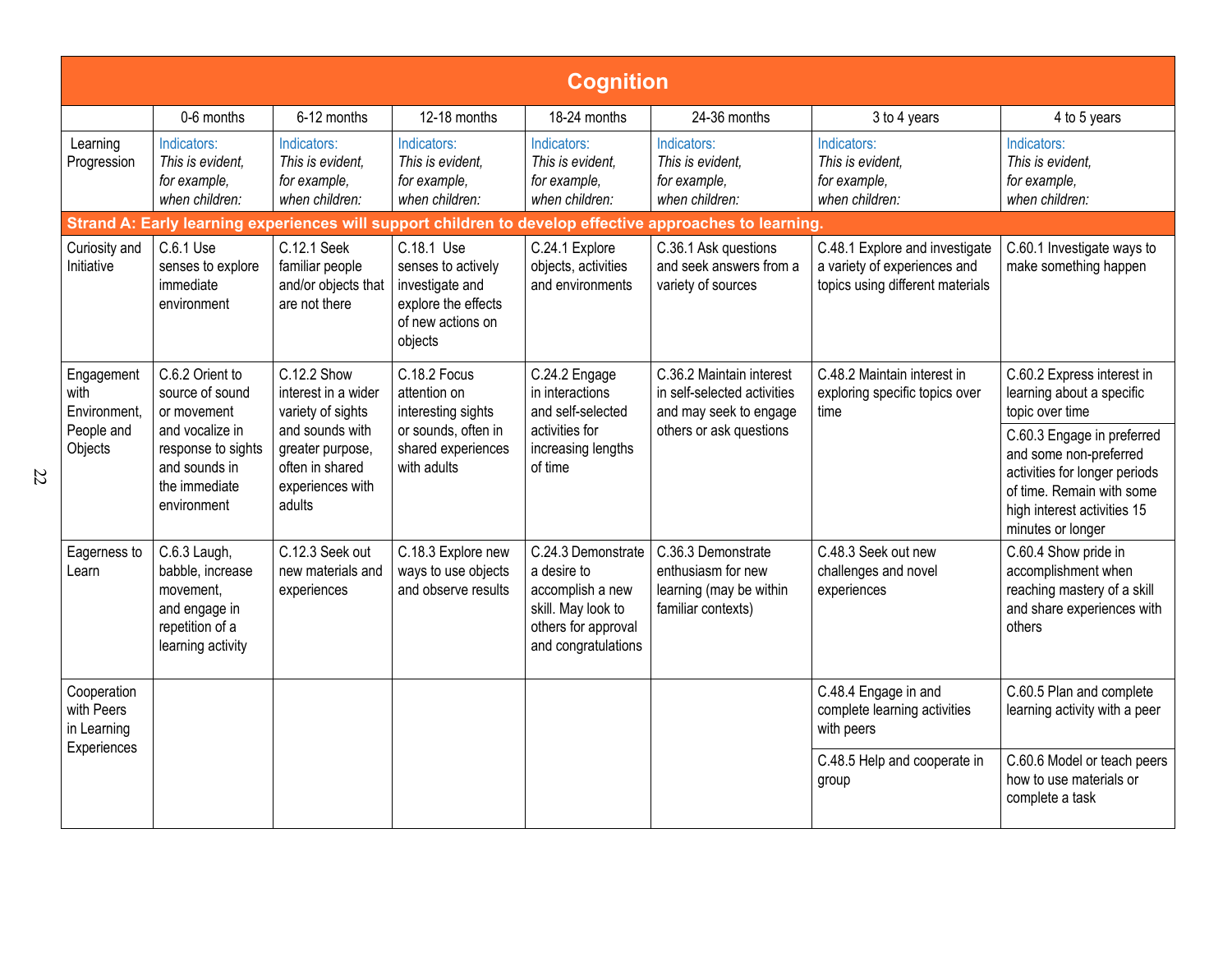# Cognition

| | 0-6 months | 6-12 months | 12-18 months | 18-24 months | 24-36 months | 3 to 4 years | 4 to 5 years |
|---|---|---|---|---|---|---|---|
| Learning Progression | Indicators: *This is evident, for example, when children:* | Indicators: *This is evident, for example, when children:* | Indicators: *This is evident, for example, when children:* | Indicators: *This is evident, for example, when children:* | Indicators: *This is evident, for example, when children:* | Indicators: *This is evident, for example, when children:* | Indicators: *This is evident, for example, when children:* |
| **Strand A: Early learning experiences will support children to develop effective approaches to learning.** | | | | | | | |
| Curiosity and Initiative | C.6.1 Use senses to explore immediate environment | C.12.1 Seek familiar people and/or objects that are not there | C.18.1 Use senses to actively investigate and explore the effects of new actions on objects | C.24.1 Explore objects, activities and environments | C.36.1 Ask questions and seek answers from a variety of sources | C.48.1 Explore and investigate a variety of experiences and topics using different materials | C.60.1 Investigate ways to make something happen |
| Engagement with Environment, People and Objects | C.6.2 Orient to source of sound or movement and vocalize in response to sights and sounds in the immediate environment | C.12.2 Show interest in a wider variety of sights and sounds with greater purpose, often in shared experiences with adults | C.18.2 Focus attention on interesting sights or sounds, often in shared experiences with adults | C.24.2 Engage in interactions and self-selected activities for increasing lengths of time | C.36.2 Maintain interest in self-selected activities and may seek to engage others or ask questions | C.48.2 Maintain interest in exploring specific topics over time | C.60.2 Express interest in learning about a specific topic over time |
| | | | | | | | C.60.3 Engage in preferred and some non-preferred activities for longer periods of time. Remain with some high interest activities 15 minutes or longer |
| Eagerness to Learn | C.6.3 Laugh, babble, increase movement, and engage in repetition of a learning activity | C.12.3 Seek out new materials and experiences | C.18.3 Explore new ways to use objects and observe results | C.24.3 Demonstrate a desire to accomplish a new skill. May look to others for approval and congratulations | C.36.3 Demonstrate enthusiasm for new learning (may be within familiar contexts) | C.48.3 Seek out new challenges and novel experiences | C.60.4 Show pride in accomplishment when reaching mastery of a skill and share experiences with others |
| Cooperation with Peers in Learning Experiences | | | | | | C.48.4 Engage in and complete learning activities with peers | C.60.5 Plan and complete learning activity with a peer |
| | | | | | | C.48.5 Help and cooperate in group | C.60.6 Model or teach peers how to use materials or complete a task |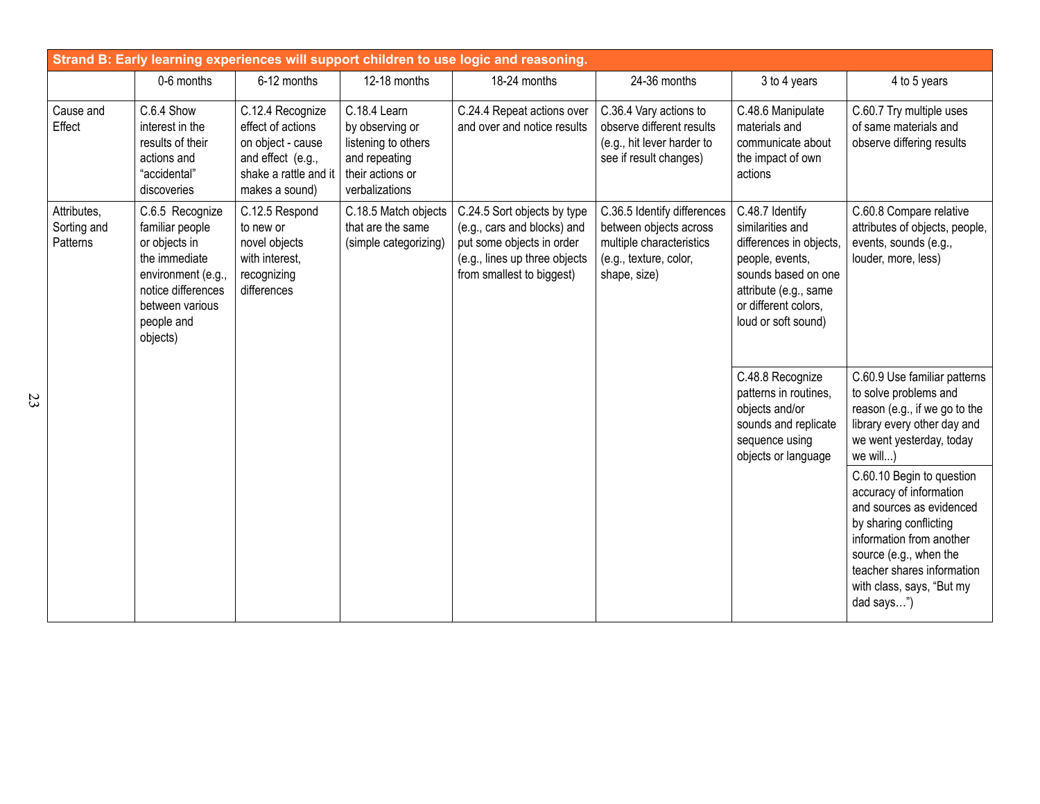| Strand B: Early learning experiences will support children to use logic and reasoning. | | | | | | | |
|---|---|---|---|---|---|---|---|
| | 0-6 months | 6-12 months | 12-18 months | 18-24 months | 24-36 months | 3 to 4 years | 4 to 5 years |
| Cause and Effect | C.6.4 Show interest in the results of their actions and "accidental" discoveries | C.12.4 Recognize effect of actions on object - cause and effect (e.g., shake a rattle and it makes a sound) | C.18.4 Learn by observing or listening to others and repeating their actions or verbalizations | C.24.4 Repeat actions over and over and notice results | C.36.4 Vary actions to observe different results (e.g., hit lever harder to see if result changes) | C.48.6 Manipulate materials and communicate about the impact of own actions | C.60.7 Try multiple uses of same materials and observe differing results |
| Attributes, Sorting and Patterns | C.6.5 Recognize familiar people or objects in the immediate environment (e.g., notice differences between various people and objects) | C.12.5 Respond to new or novel objects with interest, recognizing differences | C.18.5 Match objects that are the same (simple categorizing) | C.24.5 Sort objects by type (e.g., cars and blocks) and put some objects in order (e.g., lines up three objects from smallest to biggest) | C.36.5 Identify differences between objects across multiple characteristics (e.g., texture, color, shape, size) | C.48.7 Identify similarities and differences in objects, people, events, sounds based on one attribute (e.g., same or different colors, loud or soft sound) | C.60.8 Compare relative attributes of objects, people, events, sounds (e.g., louder, more, less) |
| | | | | | | C.48.8 Recognize patterns in routines, objects and/or sounds and replicate sequence using objects or language | C.60.9 Use familiar patterns to solve problems and reason (e.g., if we go to the library every other day and we went yesterday, today we will...) |
| | | | | | | | C.60.10 Begin to question accuracy of information and sources as evidenced by sharing conflicting information from another source (e.g., when the teacher shares information with class, says, "But my dad says…") |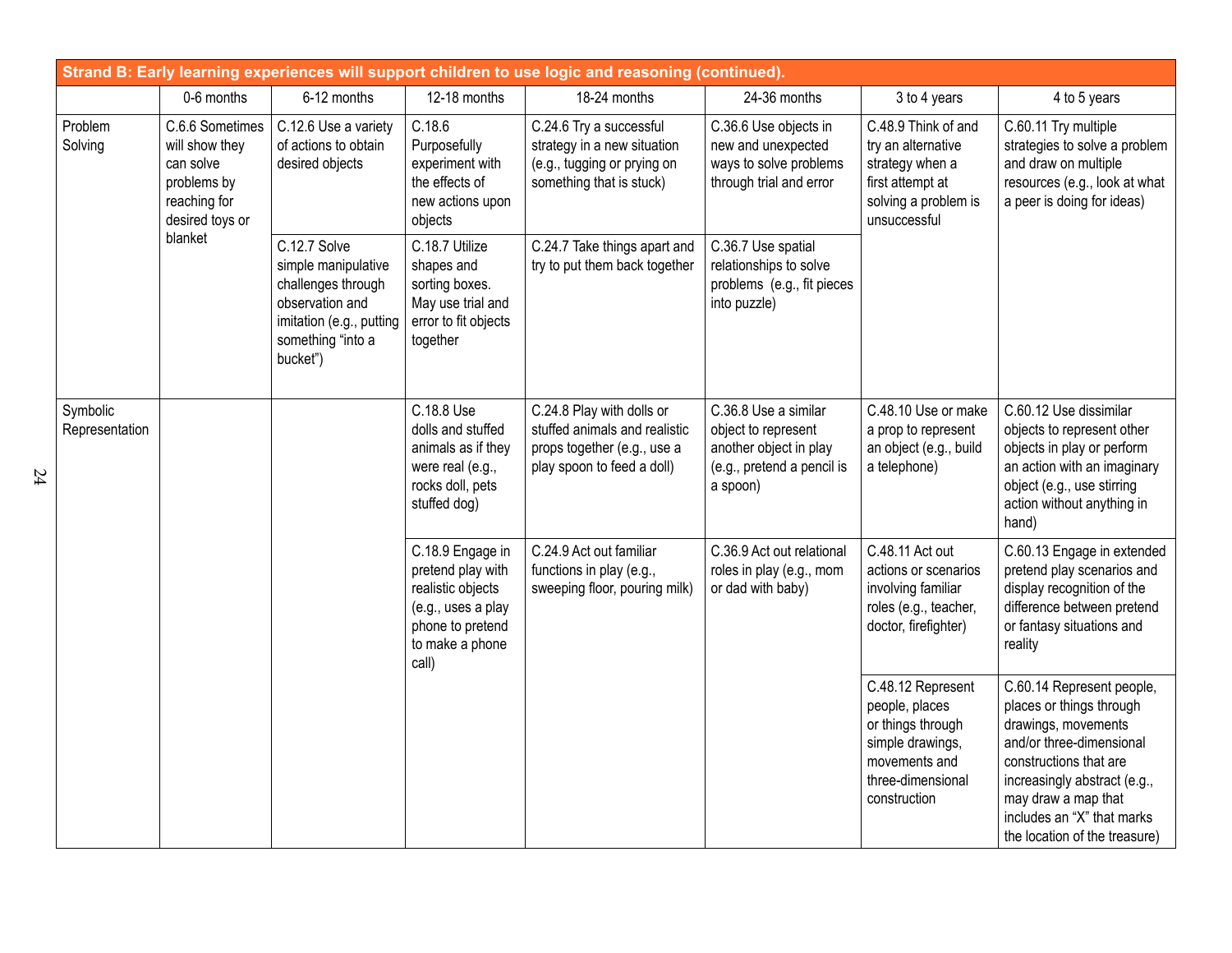| Strand B: Early learning experiences will support children to use logic and reasoning (continued). | | | | | | | |
|---|---|---|---|---|---|---|---|
| | 0-6 months | 6-12 months | 12-18 months | 18-24 months | 24-36 months | 3 to 4 years | 4 to 5 years |
| Problem Solving | C.6.6 Sometimes will show they can solve problems by reaching for desired toys or blanket | C.12.6 Use a variety of actions to obtain desired objects | C.18.6 Purposefully experiment with the effects of new actions upon objects | C.24.6 Try a successful strategy in a new situation (e.g., tugging or prying on something that is stuck) | C.36.6 Use objects in new and unexpected ways to solve problems through trial and error | C.48.9 Think of and try an alternative strategy when a first attempt at solving a problem is unsuccessful | C.60.11 Try multiple strategies to solve a problem and draw on multiple resources (e.g., look at what a peer is doing for ideas) |
| | | C.12.7 Solve simple manipulative challenges through observation and imitation (e.g., putting something "into a bucket") | C.18.7 Utilize shapes and sorting boxes. May use trial and error to fit objects together | C.24.7 Take things apart and try to put them back together | C.36.7 Use spatial relationships to solve problems (e.g., fit pieces into puzzle) | | |
| Symbolic Representation | | | C.18.8 Use dolls and stuffed animals as if they were real (e.g., rocks doll, pets stuffed dog) | C.24.8 Play with dolls or stuffed animals and realistic props together (e.g., use a play spoon to feed a doll) | C.36.8 Use a similar object to represent another object in play (e.g., pretend a pencil is a spoon) | C.48.10 Use or make a prop to represent an object (e.g., build a telephone) | C.60.12 Use dissimilar objects to represent other objects in play or perform an action with an imaginary object (e.g., use stirring action without anything in hand) |
| | | | C.18.9 Engage in pretend play with realistic objects (e.g., uses a play phone to pretend to make a phone call) | C.24.9 Act out familiar functions in play (e.g., sweeping floor, pouring milk) | C.36.9 Act out relational roles in play (e.g., mom or dad with baby) | C.48.11 Act out actions or scenarios involving familiar roles (e.g., teacher, doctor, firefighter) | C.60.13 Engage in extended pretend play scenarios and display recognition of the difference between pretend or fantasy situations and reality |
| | | | | | | C.48.12 Represent people, places or things through simple drawings, movements and three-dimensional construction | C.60.14 Represent people, places or things through drawings, movements and/or three-dimensional constructions that are increasingly abstract (e.g., may draw a map that includes an "X" that marks the location of the treasure) |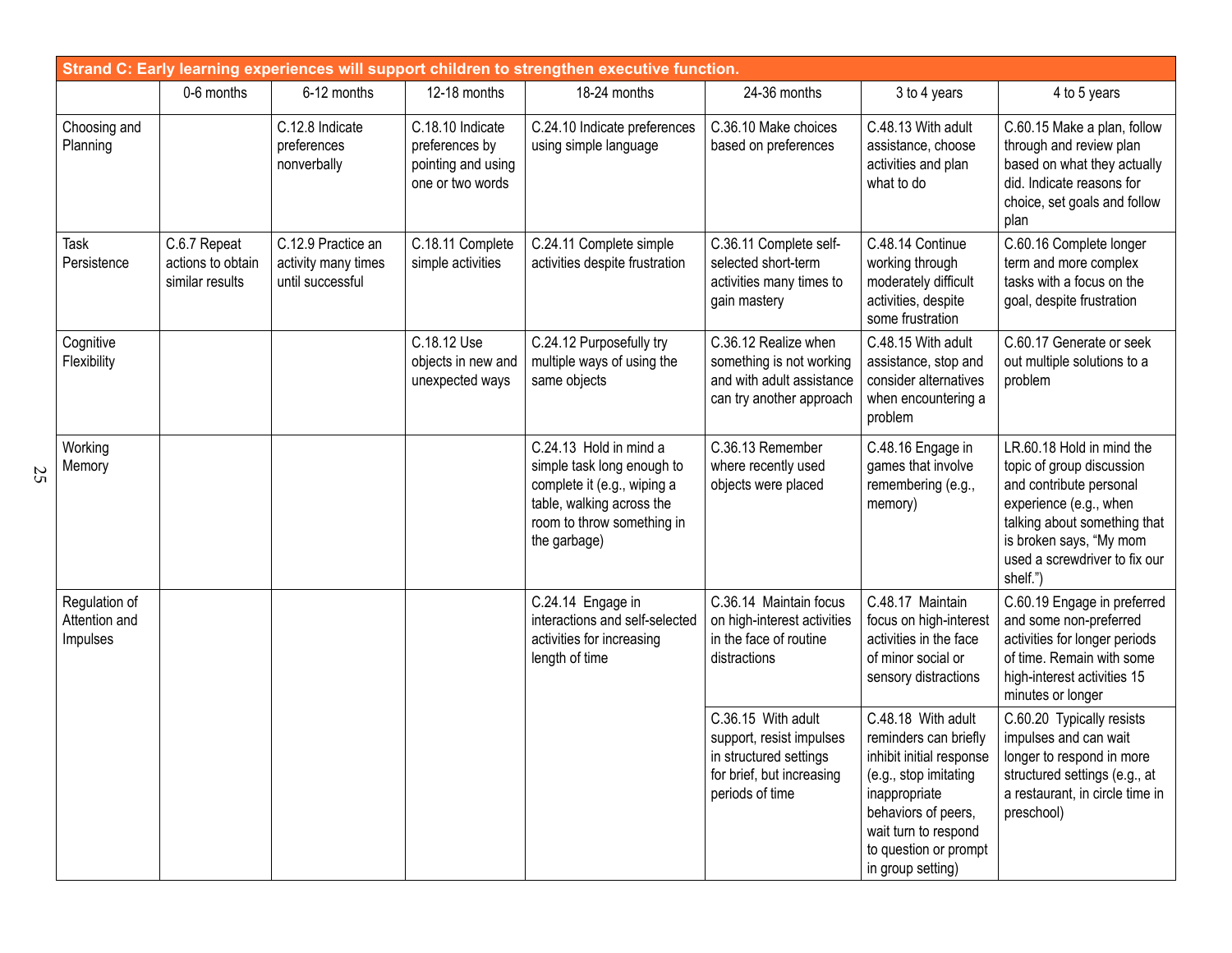| Strand C: Early learning experiences will support children to strengthen executive function. | | | | | | | |
|---|---|---|---|---|---|---|---|
| | 0-6 months | 6-12 months | 12-18 months | 18-24 months | 24-36 months | 3 to 4 years | 4 to 5 years |
| Choosing and Planning | | C.12.8 Indicate preferences nonverbally | C.18.10 Indicate preferences by pointing and using one or two words | C.24.10 Indicate preferences using simple language | C.36.10 Make choices based on preferences | C.48.13 With adult assistance, choose activities and plan what to do | C.60.15 Make a plan, follow through and review plan based on what they actually did. Indicate reasons for choice, set goals and follow plan |
| Task Persistence | C.6.7 Repeat actions to obtain similar results | C.12.9 Practice an activity many times until successful | C.18.11 Complete simple activities | C.24.11 Complete simple activities despite frustration | C.36.11 Complete self-selected short-term activities many times to gain mastery | C.48.14 Continue working through moderately difficult activities, despite some frustration | C.60.16 Complete longer term and more complex tasks with a focus on the goal, despite frustration |
| Cognitive Flexibility | | | C.18.12 Use objects in new and unexpected ways | C.24.12 Purposefully try multiple ways of using the same objects | C.36.12 Realize when something is not working and with adult assistance can try another approach | C.48.15 With adult assistance, stop and consider alternatives when encountering a problem | C.60.17 Generate or seek out multiple solutions to a problem |
| Working Memory | | | | C.24.13 Hold in mind a simple task long enough to complete it (e.g., wiping a table, walking across the room to throw something in the garbage) | C.36.13 Remember where recently used objects were placed | C.48.16 Engage in games that involve remembering (e.g., memory) | LR.60.18 Hold in mind the topic of group discussion and contribute personal experience (e.g., when talking about something that is broken says, "My mom used a screwdriver to fix our shelf.") |
| Regulation of Attention and Impulses | | | | C.24.14 Engage in interactions and self-selected activities for increasing length of time | C.36.14 Maintain focus on high-interest activities in the face of routine distractions | C.48.17 Maintain focus on high-interest activities in the face of minor social or sensory distractions | C.60.19 Engage in preferred and some non-preferred activities for longer periods of time. Remain with some high-interest activities 15 minutes or longer |
| | | | | | C.36.15 With adult support, resist impulses in structured settings for brief, but increasing periods of time | C.48.18 With adult reminders can briefly inhibit initial response (e.g., stop imitating inappropriate behaviors of peers, wait turn to respond to question or prompt in group setting) | C.60.20 Typically resists impulses and can wait longer to respond in more structured settings (e.g., at a restaurant, in circle time in preschool) |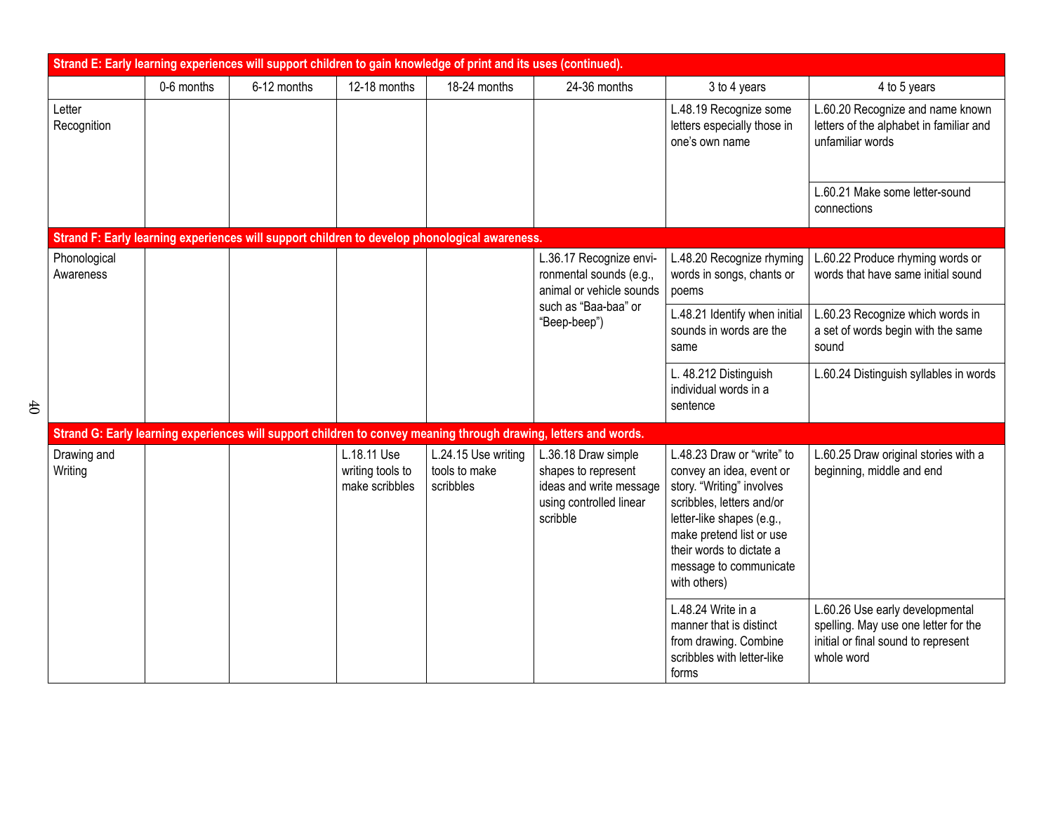| Strand E: Early learning experiences will support children to gain knowledge of print and its uses (continued). | | | | | | | |
|---|---|---|---|---|---|---|---|
| | 0-6 months | 6-12 months | 12-18 months | 18-24 months | 24-36 months | 3 to 4 years | 4 to 5 years |
| Letter Recognition | | | | | | L.48.19 Recognize some letters especially those in one's own name | L.60.20 Recognize and name known letters of the alphabet in familiar and unfamiliar words |
| | | | | | | | L.60.21 Make some letter-sound connections |
| **Strand F: Early learning experiences will support children to develop phonological awareness.** | | | | | | | |
| Phonological Awareness | | | | | L.36.17 Recognize environmental sounds (e.g., animal or vehicle sounds such as "Baa-baa" or "Beep-beep") | L.48.20 Recognize rhyming words in songs, chants or poems | L.60.22 Produce rhyming words or words that have same initial sound |
| | | | | | | L.48.21 Identify when initial sounds in words are the same | L.60.23 Recognize which words in a set of words begin with the same sound |
| | | | | | | L. 48.212 Distinguish individual words in a sentence | L.60.24 Distinguish syllables in words |
| **Strand G: Early learning experiences will support children to convey meaning through drawing, letters and words.** | | | | | | | |
| Drawing and Writing | | | L.18.11 Use writing tools to make scribbles | L.24.15 Use writing tools to make scribbles | L.36.18 Draw simple shapes to represent ideas and write message using controlled linear scribble | L.48.23 Draw or "write" to convey an idea, event or story. "Writing" involves scribbles, letters and/or letter-like shapes (e.g., make pretend list or use their words to dictate a message to communicate with others) | L.60.25 Draw original stories with a beginning, middle and end |
| | | | | | | L.48.24 Write in a manner that is distinct from drawing. Combine scribbles with letter-like forms | L.60.26 Use early developmental spelling. May use one letter for the initial or final sound to represent whole word |